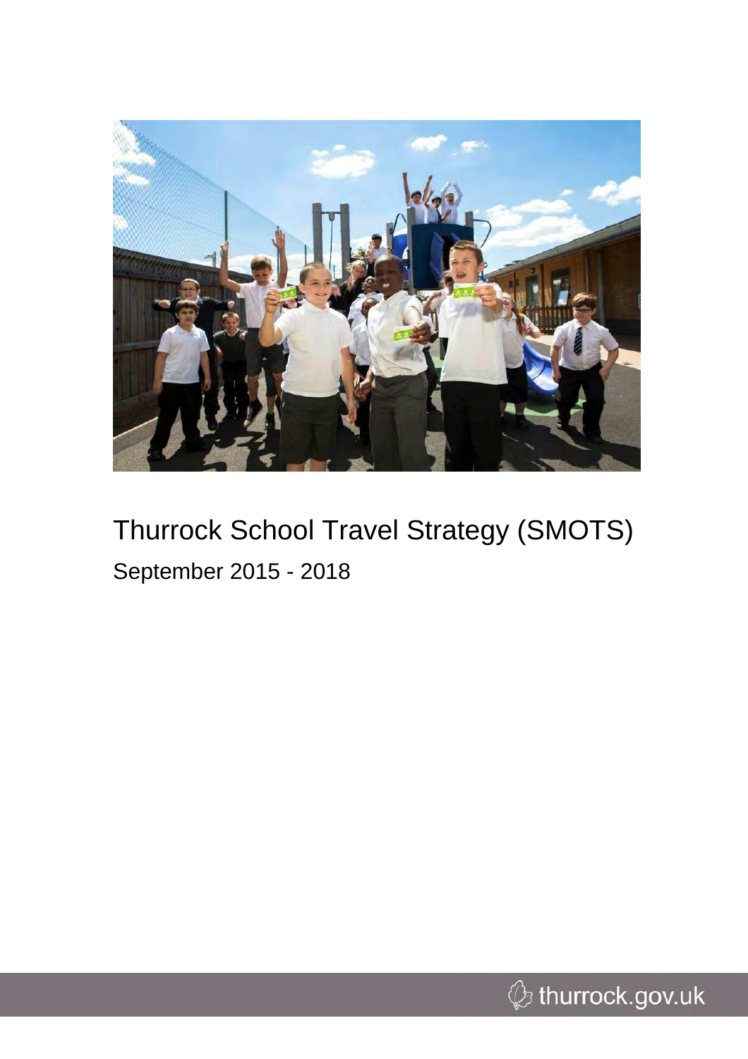# Thurrock School Travel Strategy (SMOTS)

September 2015 - 2018

thurrock.gov.uk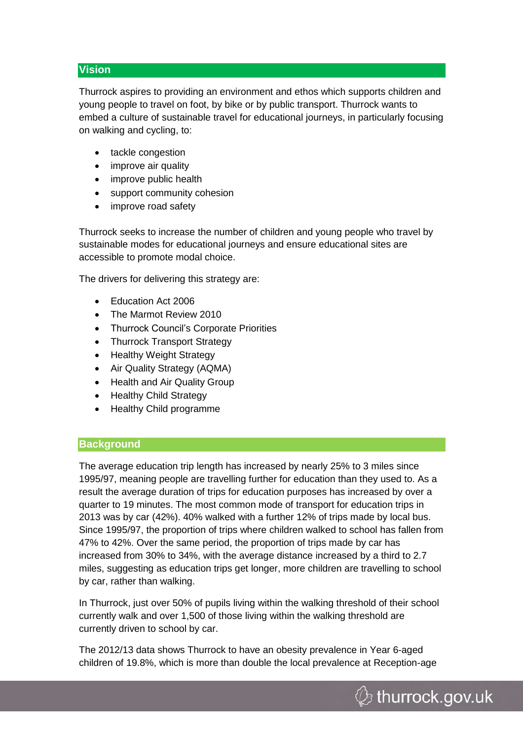## Vision

Thurrock aspires to providing an environment and ethos which supports children and young people to travel on foot, by bike or by public transport. Thurrock wants to embed a culture of sustainable travel for educational journeys, in particularly focusing on walking and cycling, to:

- tackle congestion
- improve air quality
- improve public health
- support community cohesion
- improve road safety

Thurrock seeks to increase the number of children and young people who travel by sustainable modes for educational journeys and ensure educational sites are accessible to promote modal choice.

The drivers for delivering this strategy are:

- Education Act 2006
- The Marmot Review 2010
- Thurrock Council's Corporate Priorities
- Thurrock Transport Strategy
- Healthy Weight Strategy
- Air Quality Strategy (AQMA)
- Health and Air Quality Group
- Healthy Child Strategy
- Healthy Child programme

## Background

The average education trip length has increased by nearly 25% to 3 miles since 1995/97, meaning people are travelling further for education than they used to. As a result the average duration of trips for education purposes has increased by over a quarter to 19 minutes. The most common mode of transport for education trips in 2013 was by car (42%). 40% walked with a further 12% of trips made by local bus. Since 1995/97, the proportion of trips where children walked to school has fallen from 47% to 42%. Over the same period, the proportion of trips made by car has increased from 30% to 34%, with the average distance increased by a third to 2.7 miles, suggesting as education trips get longer, more children are travelling to school by car, rather than walking.

In Thurrock, just over 50% of pupils living within the walking threshold of their school currently walk and over 1,500 of those living within the walking threshold are currently driven to school by car.

The 2012/13 data shows Thurrock to have an obesity prevalence in Year 6-aged children of 19.8%, which is more than double the local prevalence at Reception-age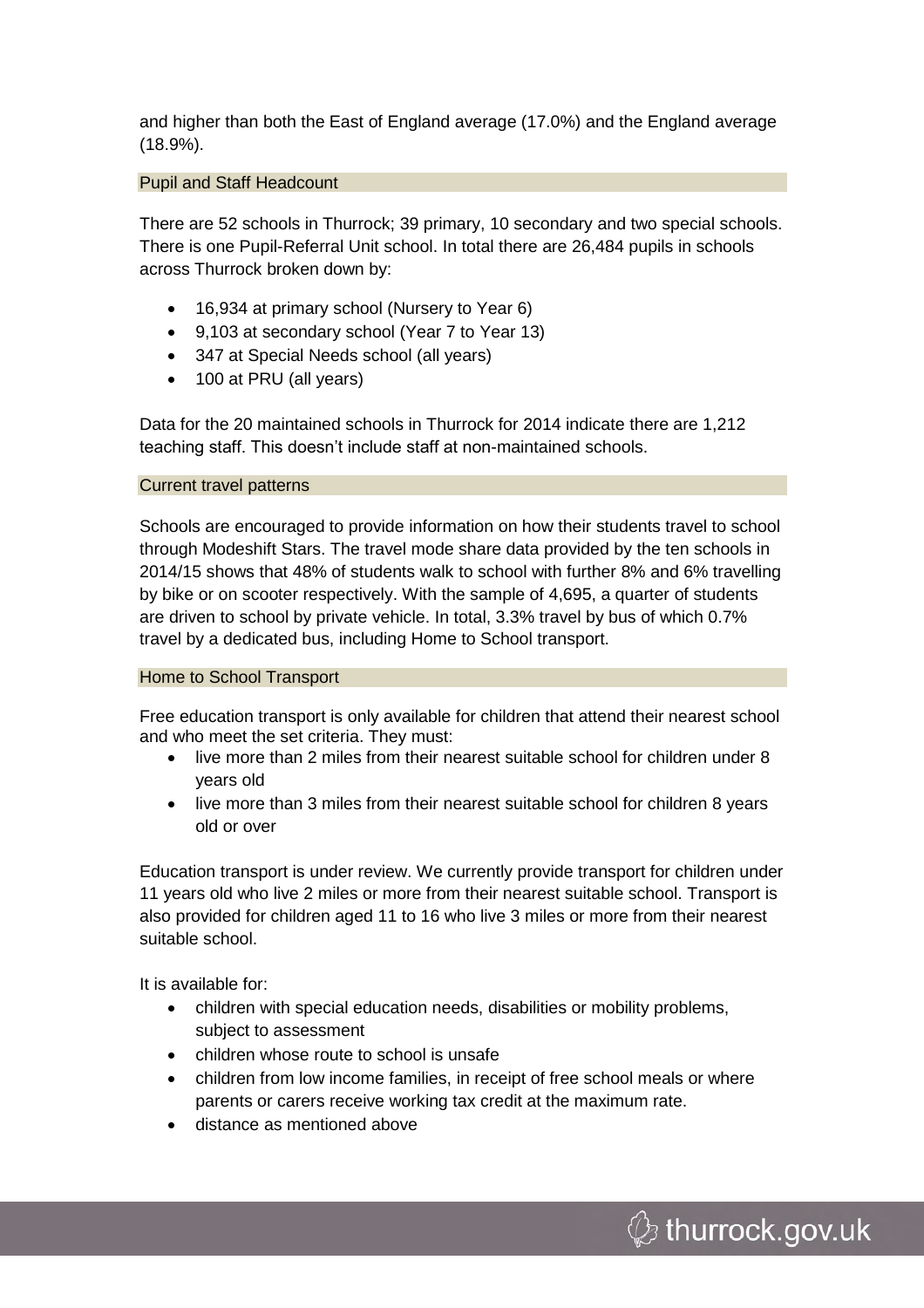and higher than both the East of England average (17.0%) and the England average (18.9%).

## Pupil and Staff Headcount

There are 52 schools in Thurrock; 39 primary, 10 secondary and two special schools. There is one Pupil-Referral Unit school. In total there are 26,484 pupils in schools across Thurrock broken down by:

- 16,934 at primary school (Nursery to Year 6)
- 9,103 at secondary school (Year 7 to Year 13)
- 347 at Special Needs school (all years)
- 100 at PRU (all years)

Data for the 20 maintained schools in Thurrock for 2014 indicate there are 1,212 teaching staff. This doesn't include staff at non-maintained schools.

## Current travel patterns

Schools are encouraged to provide information on how their students travel to school through Modeshift Stars. The travel mode share data provided by the ten schools in 2014/15 shows that 48% of students walk to school with further 8% and 6% travelling by bike or on scooter respectively. With the sample of 4,695, a quarter of students are driven to school by private vehicle. In total, 3.3% travel by bus of which 0.7% travel by a dedicated bus, including Home to School transport.

## Home to School Transport

Free education transport is only available for children that attend their nearest school and who meet the set criteria. They must:

- live more than 2 miles from their nearest suitable school for children under 8 years old
- live more than 3 miles from their nearest suitable school for children 8 years old or over

Education transport is under review. We currently provide transport for children under 11 years old who live 2 miles or more from their nearest suitable school. Transport is also provided for children aged 11 to 16 who live 3 miles or more from their nearest suitable school.

It is available for:

- children with special education needs, disabilities or mobility problems, subject to assessment
- children whose route to school is unsafe
- children from low income families, in receipt of free school meals or where parents or carers receive working tax credit at the maximum rate.
- distance as mentioned above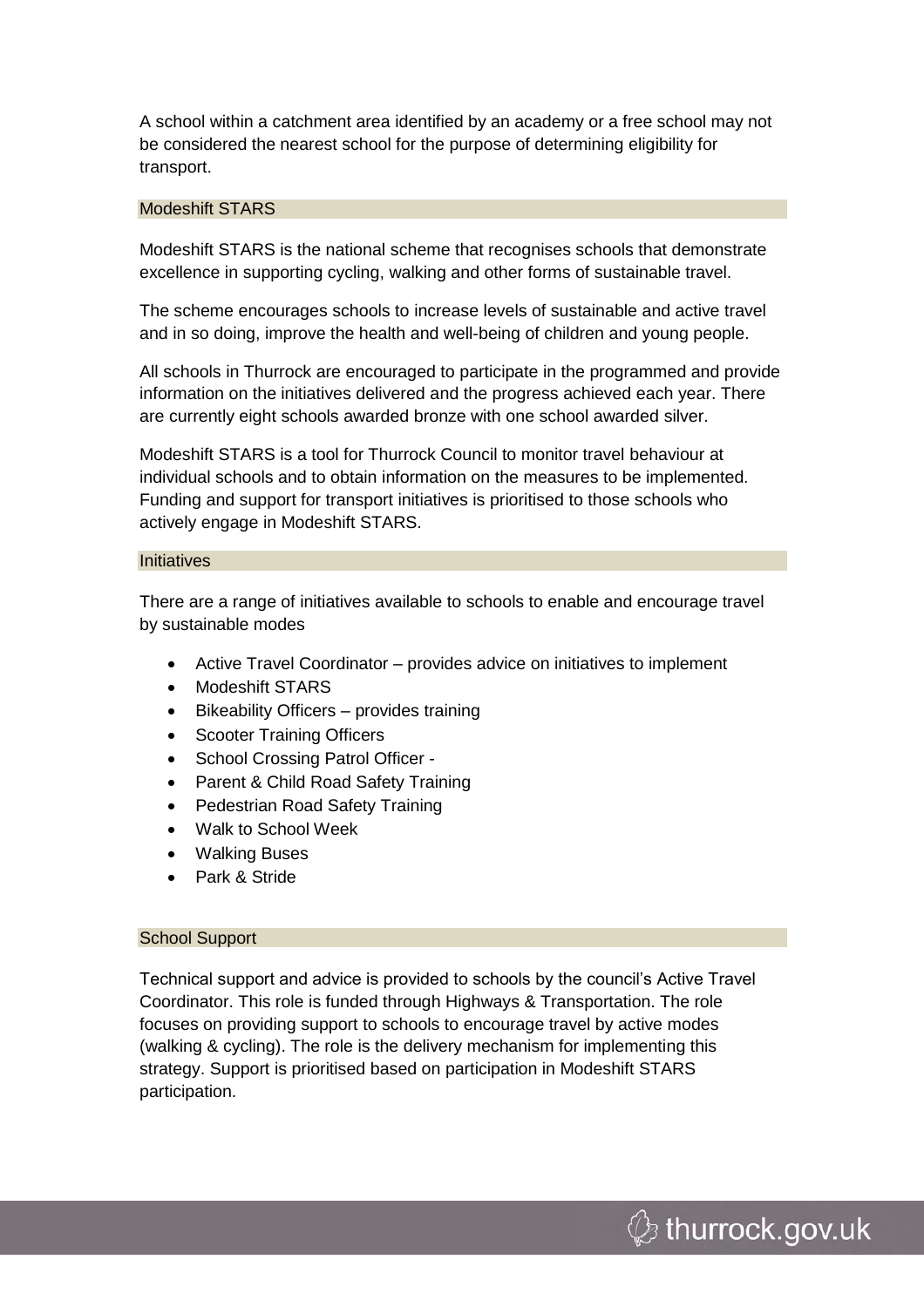A school within a catchment area identified by an academy or a free school may not be considered the nearest school for the purpose of determining eligibility for transport.

## Modeshift STARS

Modeshift STARS is the national scheme that recognises schools that demonstrate excellence in supporting cycling, walking and other forms of sustainable travel.

The scheme encourages schools to increase levels of sustainable and active travel and in so doing, improve the health and well-being of children and young people.

All schools in Thurrock are encouraged to participate in the programmed and provide information on the initiatives delivered and the progress achieved each year. There are currently eight schools awarded bronze with one school awarded silver.

Modeshift STARS is a tool for Thurrock Council to monitor travel behaviour at individual schools and to obtain information on the measures to be implemented. Funding and support for transport initiatives is prioritised to those schools who actively engage in Modeshift STARS.

## Initiatives

There are a range of initiatives available to schools to enable and encourage travel by sustainable modes

- Active Travel Coordinator – provides advice on initiatives to implement
- Modeshift STARS
- Bikeability Officers – provides training
- Scooter Training Officers
- School Crossing Patrol Officer -
- Parent & Child Road Safety Training
- Pedestrian Road Safety Training
- Walk to School Week
- Walking Buses
- Park & Stride

## School Support

Technical support and advice is provided to schools by the council's Active Travel Coordinator. This role is funded through Highways & Transportation. The role focuses on providing support to schools to encourage travel by active modes (walking & cycling). The role is the delivery mechanism for implementing this strategy. Support is prioritised based on participation in Modeshift STARS participation.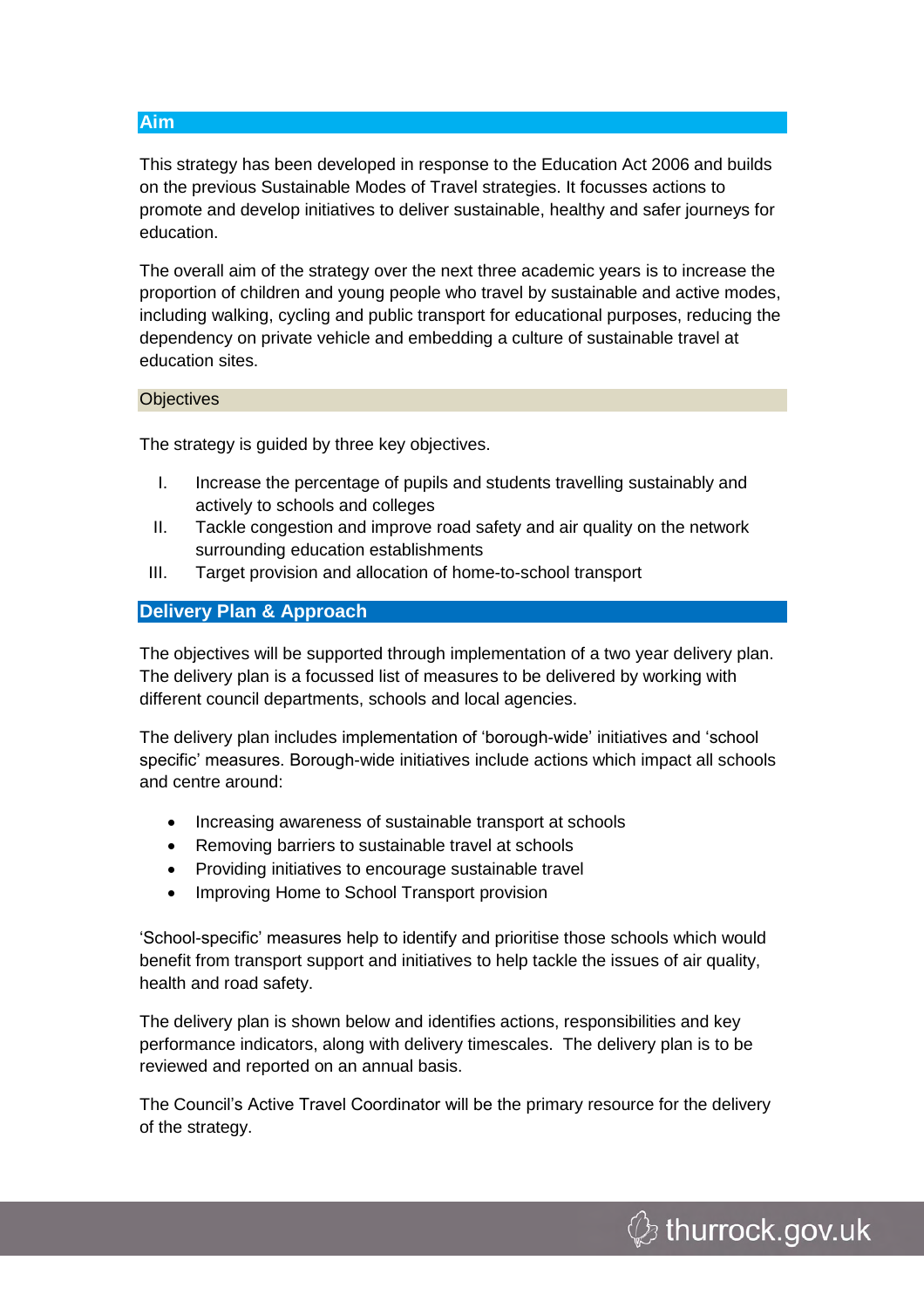## Aim

This strategy has been developed in response to the Education Act 2006 and builds on the previous Sustainable Modes of Travel strategies. It focusses actions to promote and develop initiatives to deliver sustainable, healthy and safer journeys for education.

The overall aim of the strategy over the next three academic years is to increase the proportion of children and young people who travel by sustainable and active modes, including walking, cycling and public transport for educational purposes, reducing the dependency on private vehicle and embedding a culture of sustainable travel at education sites.

### Objectives

The strategy is guided by three key objectives.

I. Increase the percentage of pupils and students travelling sustainably and actively to schools and colleges
II. Tackle congestion and improve road safety and air quality on the network surrounding education establishments
III. Target provision and allocation of home-to-school transport

## Delivery Plan & Approach

The objectives will be supported through implementation of a two year delivery plan. The delivery plan is a focussed list of measures to be delivered by working with different council departments, schools and local agencies.

The delivery plan includes implementation of 'borough-wide' initiatives and 'school specific' measures. Borough-wide initiatives include actions which impact all schools and centre around:

- Increasing awareness of sustainable transport at schools
- Removing barriers to sustainable travel at schools
- Providing initiatives to encourage sustainable travel
- Improving Home to School Transport provision

'School-specific' measures help to identify and prioritise those schools which would benefit from transport support and initiatives to help tackle the issues of air quality, health and road safety.

The delivery plan is shown below and identifies actions, responsibilities and key performance indicators, along with delivery timescales. The delivery plan is to be reviewed and reported on an annual basis.

The Council's Active Travel Coordinator will be the primary resource for the delivery of the strategy.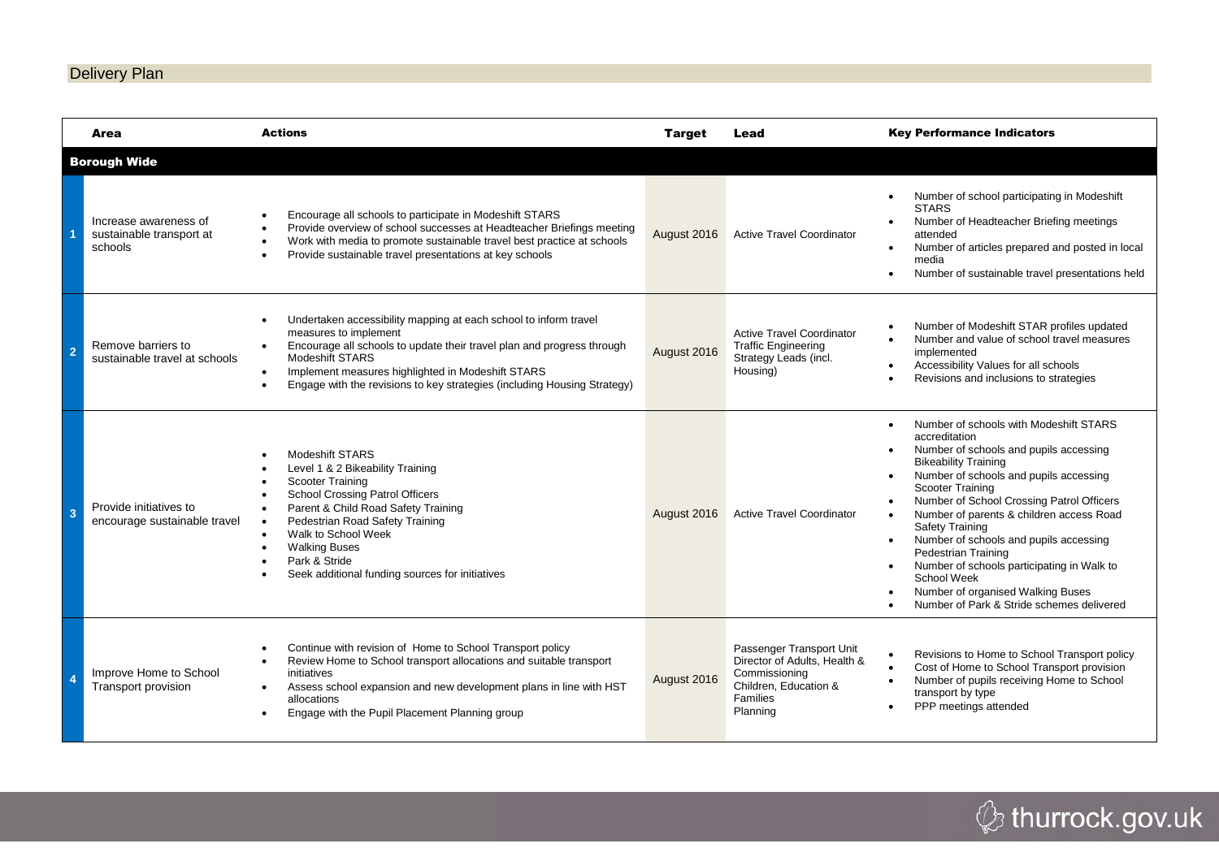## Delivery Plan

| | Area | Actions | Target | Lead | Key Performance Indicators |
|---|---|---|---|---|---|
| **Borough Wide** | | | | | |
| 1 | Increase awareness of sustainable transport at schools | • Encourage all schools to participate in Modeshift STARS<br>• Provide overview of school successes at Headteacher Briefings meeting<br>• Work with media to promote sustainable travel best practice at schools<br>• Provide sustainable travel presentations at key schools | August 2016 | Active Travel Coordinator | • Number of school participating in Modeshift STARS<br>• Number of Headteacher Briefing meetings attended<br>• Number of articles prepared and posted in local media<br>• Number of sustainable travel presentations held |
| 2 | Remove barriers to sustainable travel at schools | • Undertaken accessibility mapping at each school to inform travel measures to implement<br>• Encourage all schools to update their travel plan and progress through Modeshift STARS<br>• Implement measures highlighted in Modeshift STARS<br>• Engage with the revisions to key strategies (including Housing Strategy) | August 2016 | Active Travel Coordinator<br>Traffic Engineering<br>Strategy Leads (incl. Housing) | • Number of Modeshift STAR profiles updated<br>• Number and value of school travel measures implemented<br>• Accessibility Values for all schools<br>• Revisions and inclusions to strategies |
| 3 | Provide initiatives to encourage sustainable travel | • Modeshift STARS<br>• Level 1 & 2 Bikeability Training<br>• Scooter Training<br>• School Crossing Patrol Officers<br>• Parent & Child Road Safety Training<br>• Pedestrian Road Safety Training<br>• Walk to School Week<br>• Walking Buses<br>• Park & Stride<br>• Seek additional funding sources for initiatives | August 2016 | Active Travel Coordinator | • Number of schools with Modeshift STARS accreditation<br>• Number of schools and pupils accessing Bikeability Training<br>• Number of schools and pupils accessing Scooter Training<br>• Number of School Crossing Patrol Officers<br>• Number of parents & children access Road Safety Training<br>• Number of schools and pupils accessing Pedestrian Training<br>• Number of schools participating in Walk to School Week<br>• Number of organised Walking Buses<br>• Number of Park & Stride schemes delivered |
| 4 | Improve Home to School Transport provision | • Continue with revision of Home to School Transport policy<br>• Review Home to School transport allocations and suitable transport initiatives<br>• Assess school expansion and new development plans in line with HST allocations<br>• Engage with the Pupil Placement Planning group | August 2016 | Passenger Transport Unit<br>Director of Adults, Health & Commissioning<br>Children, Education & Families<br>Planning | • Revisions to Home to School Transport policy<br>• Cost of Home to School Transport provision<br>• Number of pupils receiving Home to School transport by type<br>• PPP meetings attended |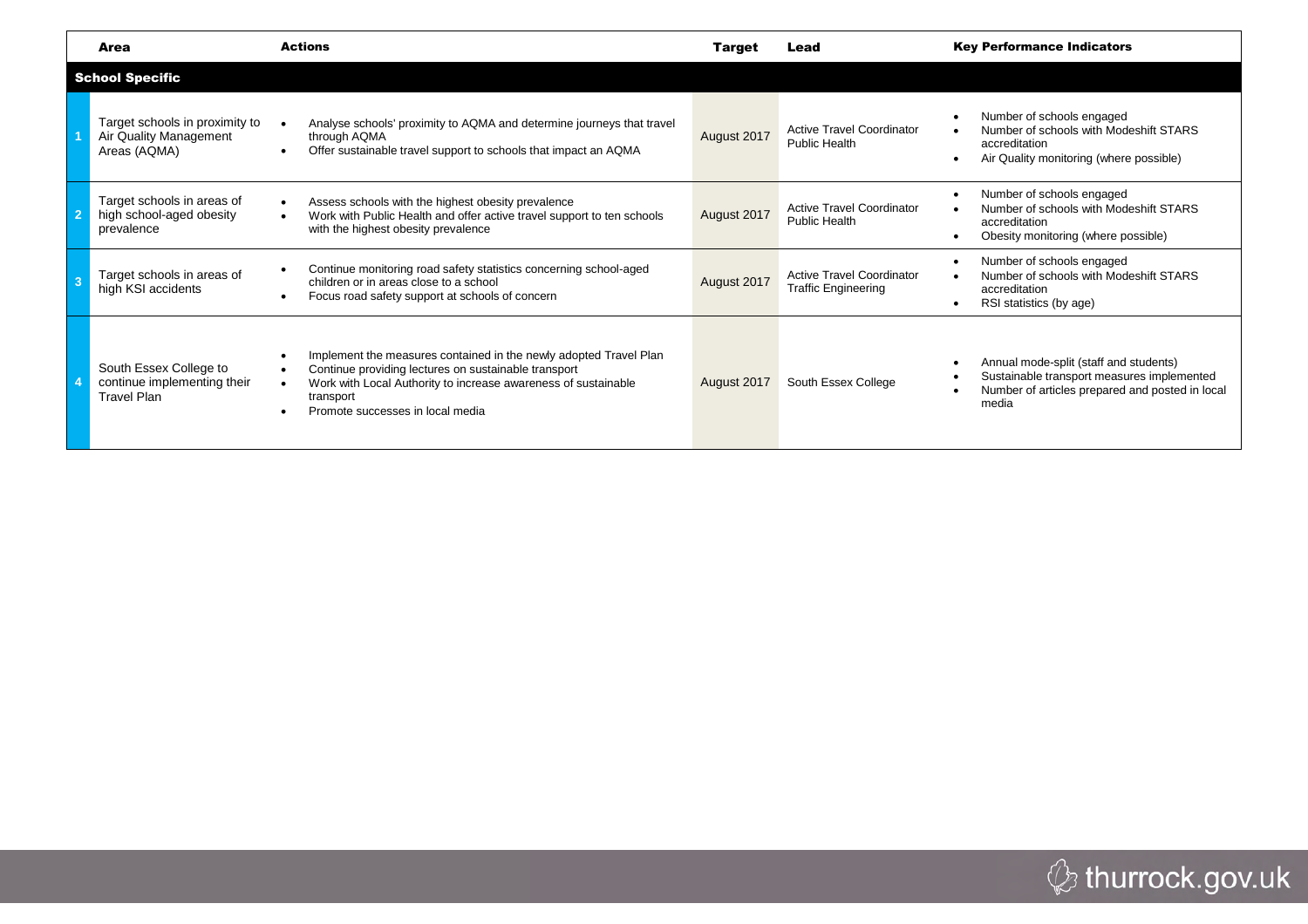| | Area | Actions | Target | Lead | Key Performance Indicators |
|---|---|---|---|---|---|
| **School Specific** | | | | | |
| 1 | Target schools in proximity to Air Quality Management Areas (AQMA) | • Analyse schools' proximity to AQMA and determine journeys that travel through AQMA<br>• Offer sustainable travel support to schools that impact an AQMA | August 2017 | Active Travel Coordinator<br>Public Health | • Number of schools engaged<br>• Number of schools with Modeshift STARS accreditation<br>• Air Quality monitoring (where possible) |
| 2 | Target schools in areas of high school-aged obesity prevalence | • Assess schools with the highest obesity prevalence<br>• Work with Public Health and offer active travel support to ten schools with the highest obesity prevalence | August 2017 | Active Travel Coordinator<br>Public Health | • Number of schools engaged<br>• Number of schools with Modeshift STARS accreditation<br>• Obesity monitoring (where possible) |
| 3 | Target schools in areas of high KSI accidents | • Continue monitoring road safety statistics concerning school-aged children or in areas close to a school<br>• Focus road safety support at schools of concern | August 2017 | Active Travel Coordinator<br>Traffic Engineering | • Number of schools engaged<br>• Number of schools with Modeshift STARS accreditation<br>• RSI statistics (by age) |
| 4 | South Essex College to continue implementing their Travel Plan | • Implement the measures contained in the newly adopted Travel Plan<br>• Continue providing lectures on sustainable transport<br>• Work with Local Authority to increase awareness of sustainable transport<br>• Promote successes in local media | August 2017 | South Essex College | • Annual mode-split (staff and students)<br>• Sustainable transport measures implemented<br>• Number of articles prepared and posted in local media |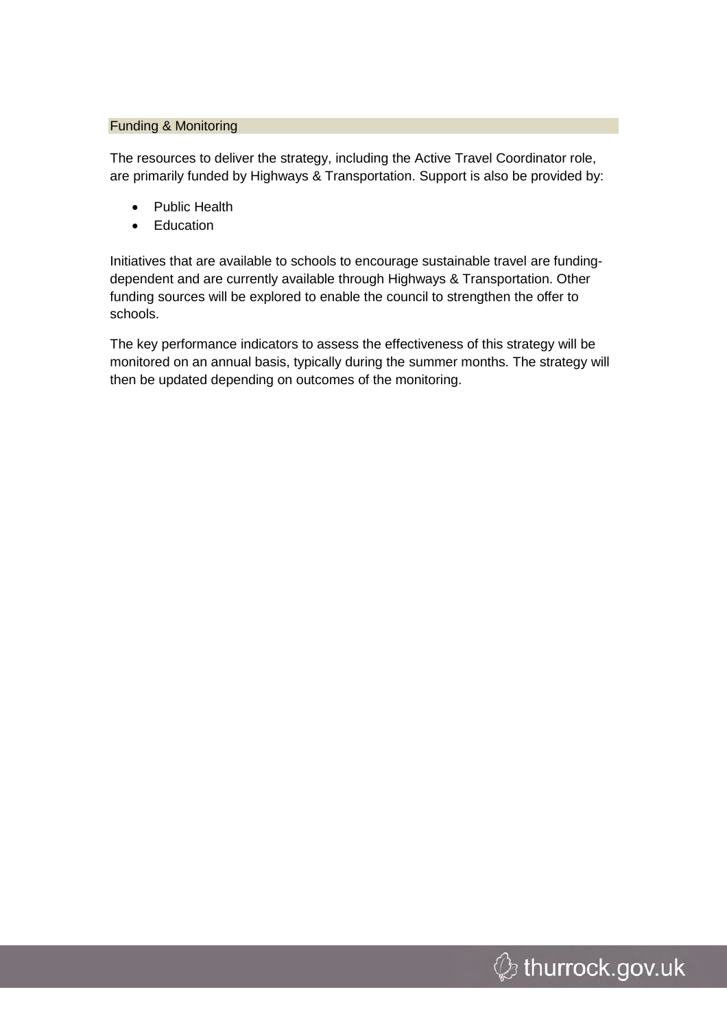## Funding & Monitoring

The resources to deliver the strategy, including the Active Travel Coordinator role, are primarily funded by Highways & Transportation. Support is also be provided by:

- Public Health
- Education

Initiatives that are available to schools to encourage sustainable travel are funding-dependent and are currently available through Highways & Transportation. Other funding sources will be explored to enable the council to strengthen the offer to schools.

The key performance indicators to assess the effectiveness of this strategy will be monitored on an annual basis, typically during the summer months. The strategy will then be updated depending on outcomes of the monitoring.